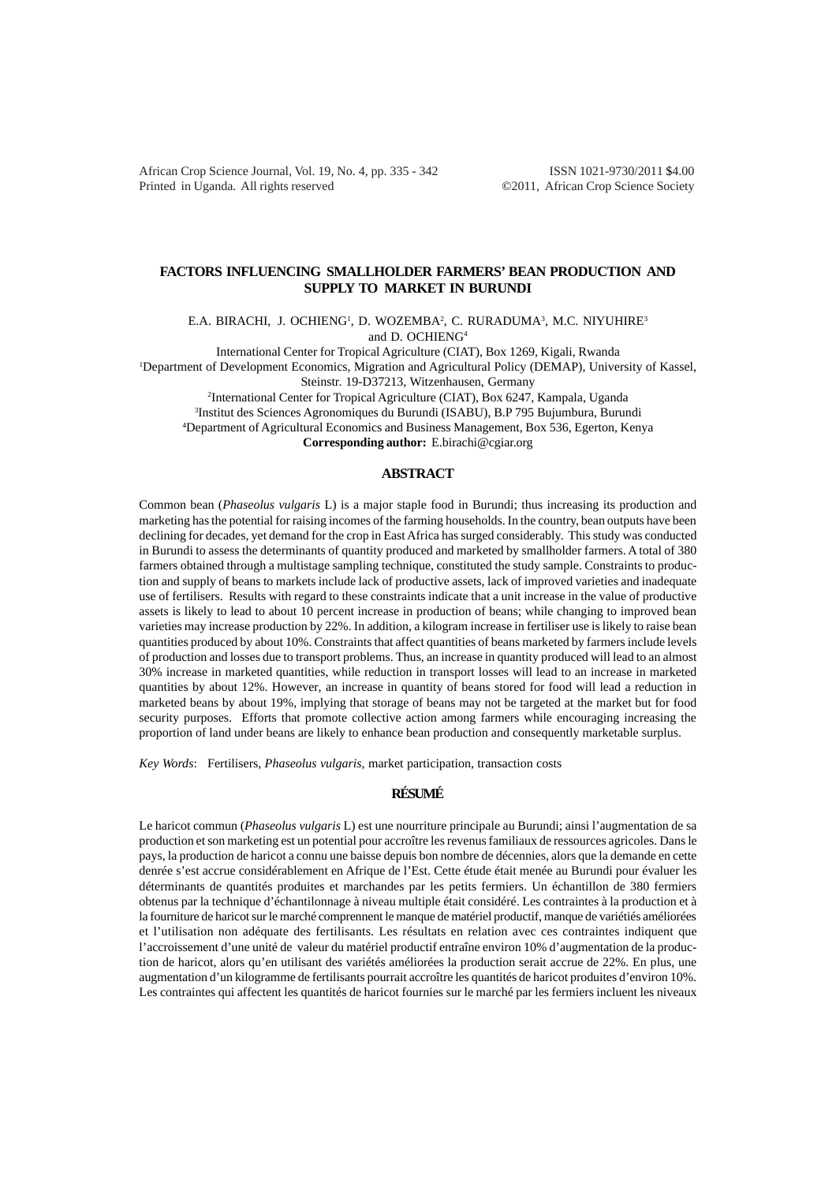# FACTORS INFLUENCING SMALLHOLDER FARMERS' BEAN PRODUCTION AND SUPPLY TO MARKET IN BURUNDI

E.A. BIRACHI, J. OCHIENG[1], D. WOZEMBA[2], C. RURADUMA[3], M.C. NIYUHIRE[3] and D. OCHIENG[4]

International Center for Tropical Agriculture (CIAT), Box 1269, Kigali, Rwanda

[1]Department of Development Economics, Migration and Agricultural Policy (DEMAP), University of Kassel, Steinstr. 19-D37213, Witzenhausen, Germany

[2]International Center for Tropical Agriculture (CIAT), Box 6247, Kampala, Uganda

[3]Institut des Sciences Agronomiques du Burundi (ISABU), B.P 795 Bujumbura, Burundi

[4]Department of Agricultural Economics and Business Management, Box 536, Egerton, Kenya

**Corresponding author:** E.birachi@cgiar.org

## ABSTRACT

Common bean (*Phaseolus vulgaris* L) is a major staple food in Burundi; thus increasing its production and marketing has the potential for raising incomes of the farming households. In the country, bean outputs have been declining for decades, yet demand for the crop in East Africa has surged considerably. This study was conducted in Burundi to assess the determinants of quantity produced and marketed by smallholder farmers. A total of 380 farmers obtained through a multistage sampling technique, constituted the study sample. Constraints to production and supply of beans to markets include lack of productive assets, lack of improved varieties and inadequate use of fertilisers. Results with regard to these constraints indicate that a unit increase in the value of productive assets is likely to lead to about 10 percent increase in production of beans; while changing to improved bean varieties may increase production by 22%. In addition, a kilogram increase in fertiliser use is likely to raise bean quantities produced by about 10%. Constraints that affect quantities of beans marketed by farmers include levels of production and losses due to transport problems. Thus, an increase in quantity produced will lead to an almost 30% increase in marketed quantities, while reduction in transport losses will lead to an increase in marketed quantities by about 12%. However, an increase in quantity of beans stored for food will lead a reduction in marketed beans by about 19%, implying that storage of beans may not be targeted at the market but for food security purposes. Efforts that promote collective action among farmers while encouraging increasing the proportion of land under beans are likely to enhance bean production and consequently marketable surplus.

*Key Words*: Fertilisers, *Phaseolus vulgaris*, market participation, transaction costs

## RÉSUMÉ

Le haricot commun (*Phaseolus vulgaris* L) est une nourriture principale au Burundi; ainsi l'augmentation de sa production et son marketing est un potentiel pour accroître les revenus familiaux de ressources agricoles. Dans le pays, la production de haricot a connu une baisse depuis bon nombre de décennies, alors que la demande en cette denrée s'est accrue considérablement en Afrique de l'Est. Cette étude était menée au Burundi pour évaluer les déterminants de quantités produites et marchandes par les petits fermiers. Un échantillon de 380 fermiers obtenus par la technique d'échantillonnage à niveau multiple était considéré. Les contraintes à la production et à la fourniture de haricot sur le marché comprennent le manque de matériel productif, manque de variétiés améliorées et l'utilisation non adéquate des fertilisants. Les résultats en relation avec ces contraintes indiquent que l'accroissement d'une unité de valeur du matériel productif entraîne environ 10% d'augmentation de la production de haricot, alors qu'en utilisant des variétés améliorées la production serait accrue de 22%. En plus, une augmentation d'un kilogramme de fertilisants pourrait accroître les quantités de haricot produites d'environ 10%. Les contraintes qui affectent les quantités de haricot fournies sur le marché par les fermiers incluent les niveaux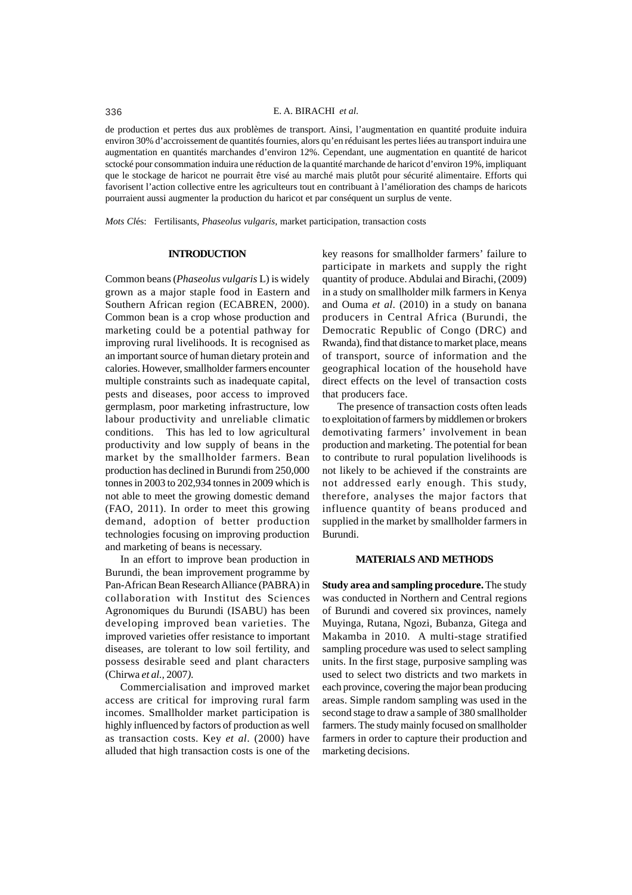de production et pertes dus aux problèmes de transport. Ainsi, l'augmentation en quantité produite induira environ 30% d'accroissement de quantités fournies, alors qu'en réduisant les pertes liées au transport induira une augmentation en quantités marchandes d'environ 12%. Cependant, une augmentation en quantité de haricot sctocké pour consommation induira une réduction de la quantité marchande de haricot d'environ 19%, impliquant que le stockage de haricot ne pourrait être visé au marché mais plutôt pour sécurité alimentaire. Efforts qui favorisent l'action collective entre les agriculteurs tout en contribuant à l'amélioration des champs de haricots pourraient aussi augmenter la production du haricot et par conséquent un surplus de vente.

*Mots Cl*és: Fertilisants, *Phaseolus vulgaris*, market participation, transaction costs

## INTRODUCTION

Common beans (*Phaseolus vulgaris* L) is widely grown as a major staple food in Eastern and Southern African region (ECABREN, 2000). Common bean is a crop whose production and marketing could be a potential pathway for improving rural livelihoods. It is recognised as an important source of human dietary protein and calories. However, smallholder farmers encounter multiple constraints such as inadequate capital, pests and diseases, poor access to improved germplasm, poor marketing infrastructure, low labour productivity and unreliable climatic conditions. This has led to low agricultural productivity and low supply of beans in the market by the smallholder farmers. Bean production has declined in Burundi from 250,000 tonnes in 2003 to 202,934 tonnes in 2009 which is not able to meet the growing domestic demand (FAO, 2011). In order to meet this growing demand, adoption of better production technologies focusing on improving production and marketing of beans is necessary.

In an effort to improve bean production in Burundi, the bean improvement programme by Pan-African Bean Research Alliance (PABRA) in collaboration with Institut des Sciences Agronomiques du Burundi (ISABU) has been developing improved bean varieties. The improved varieties offer resistance to important diseases, are tolerant to low soil fertility, and possess desirable seed and plant characters (Chirwa *et al.*, 2007).

Commercialisation and improved market access are critical for improving rural farm incomes. Smallholder market participation is highly influenced by factors of production as well as transaction costs. Key *et al*. (2000) have alluded that high transaction costs is one of the key reasons for smallholder farmers' failure to participate in markets and supply the right quantity of produce. Abdulai and Birachi, (2009) in a study on smallholder milk farmers in Kenya and Ouma *et al*. (2010) in a study on banana producers in Central Africa (Burundi, the Democratic Republic of Congo (DRC) and Rwanda), find that distance to market place, means of transport, source of information and the geographical location of the household have direct effects on the level of transaction costs that producers face.

The presence of transaction costs often leads to exploitation of farmers by middlemen or brokers demotivating farmers' involvement in bean production and marketing. The potential for bean to contribute to rural population livelihoods is not likely to be achieved if the constraints are not addressed early enough. This study, therefore, analyses the major factors that influence quantity of beans produced and supplied in the market by smallholder farmers in Burundi.

## MATERIALS AND METHODS

**Study area and sampling procedure.** The study was conducted in Northern and Central regions of Burundi and covered six provinces, namely Muyinga, Rutana, Ngozi, Bubanza, Gitega and Makamba in 2010. A multi-stage stratified sampling procedure was used to select sampling units. In the first stage, purposive sampling was used to select two districts and two markets in each province, covering the major bean producing areas. Simple random sampling was used in the second stage to draw a sample of 380 smallholder farmers. The study mainly focused on smallholder farmers in order to capture their production and marketing decisions.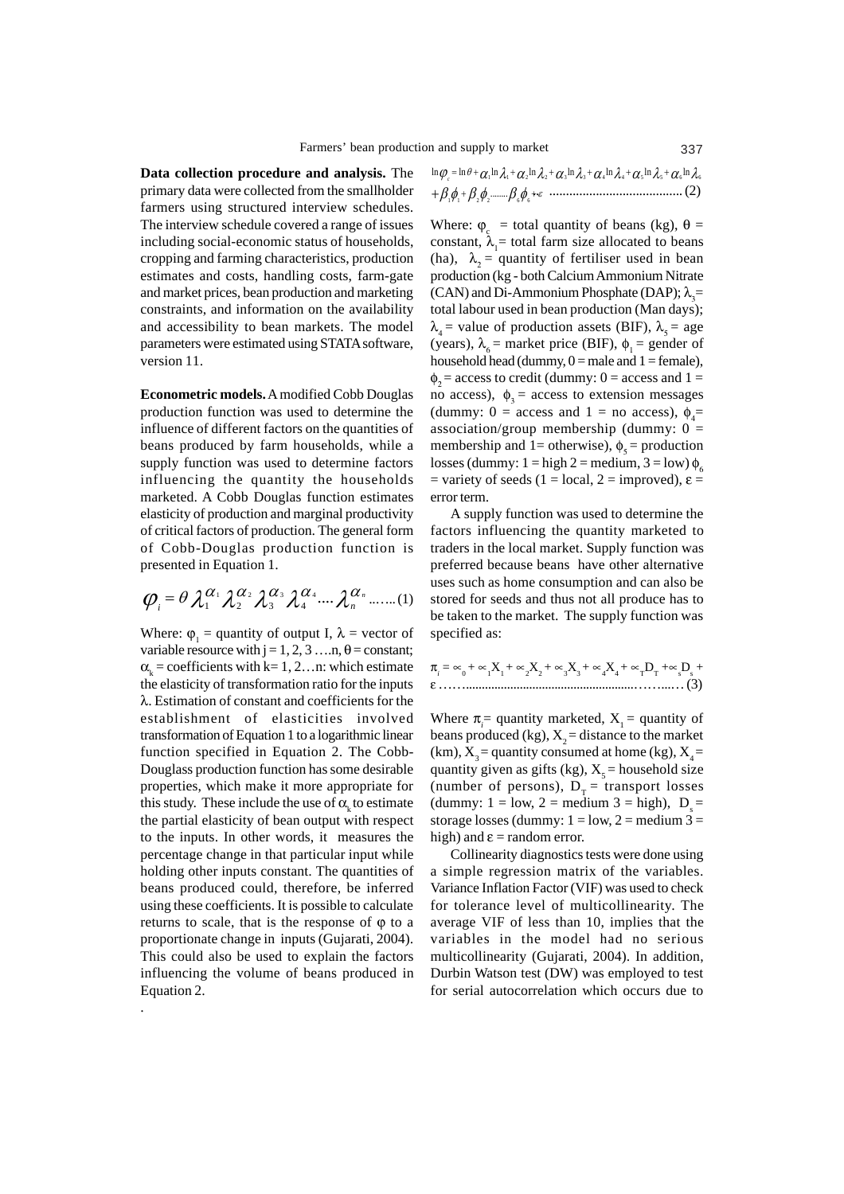**Data collection procedure and analysis.** The primary data were collected from the smallholder farmers using structured interview schedules. The interview schedule covered a range of issues including social-economic status of households, cropping and farming characteristics, production estimates and costs, handling costs, farm-gate and market prices, bean production and marketing constraints, and information on the availability and accessibility to bean markets. The model parameters were estimated using STATA software, version 11.

**Econometric models.** A modified Cobb Douglas production function was used to determine the influence of different factors on the quantities of beans produced by farm households, while a supply function was used to determine factors influencing the quantity the households marketed. A Cobb Douglas function estimates elasticity of production and marginal productivity of critical factors of production. The general form of Cobb-Douglas production function is presented in Equation 1.

$$\varphi_i = \theta \lambda_1^{\alpha_1} \lambda_2^{\alpha_2} \lambda_3^{\alpha_3} \lambda_4^{\alpha_4} \ldots \lambda_n^{\alpha_n} \ldots\ldots (1)$$

Where: $\varphi_1$ = quantity of output I, $\lambda$ = vector of variable resource with j = 1, 2, 3 ….n, $\theta$ = constant; $\alpha_k$ = coefficients with k= 1, 2…n: which estimate the elasticity of transformation ratio for the inputs $\lambda$. Estimation of constant and coefficients for the establishment of elasticities involved transformation of Equation 1 to a logarithmic linear function specified in Equation 2. The Cobb-Douglass production function has some desirable properties, which make it more appropriate for this study. These include the use of $\alpha_k$ to estimate the partial elasticity of bean output with respect to the inputs. In other words, it measures the percentage change in that particular input while holding other inputs constant. The quantities of beans produced could, therefore, be inferred using these coefficients. It is possible to calculate returns to scale, that is the response of $\varphi$ to a proportionate change in inputs (Gujarati, 2004). This could also be used to explain the factors influencing the volume of beans produced in Equation 2.

.

$$\ln\varphi_c = \ln\theta + \alpha_1 \ln\lambda_1 + \alpha_2 \ln\lambda_2 + \alpha_3 \ln\lambda_3 + \alpha_4 \ln\lambda_4 + \alpha_5 \ln\lambda_5 + \alpha_6 \ln\lambda_6 + \beta_1\phi_1 + \beta_2\phi_2 \ldots\ldots \beta_6\phi_6 + \varepsilon \ldots\ldots (2)$$

Where: $\varphi_c$ = total quantity of beans (kg), $\theta$ = constant, $\lambda_1$ = total farm size allocated to beans (ha), $\lambda_2$ = quantity of fertiliser used in bean production (kg - both Calcium Ammonium Nitrate (CAN) and Di-Ammonium Phosphate (DAP); $\lambda_3$ = total labour used in bean production (Man days); $\lambda_4$ = value of production assets (BIF), $\lambda_5$ = age (years), $\lambda_6$ = market price (BIF), $\phi_1$ = gender of household head (dummy, 0 = male and 1 = female), $\phi_2$ = access to credit (dummy: 0 = access and 1 = no access), $\phi_3$ = access to extension messages (dummy: 0 = access and 1 = no access), $\phi_4$ = association/group membership (dummy: 0 = membership and 1= otherwise), $\phi_5$ = production losses (dummy: 1 = high 2 = medium, 3 = low) $\phi_6$ = variety of seeds (1 = local, 2 = improved), $\varepsilon$ = error term.

A supply function was used to determine the factors influencing the quantity marketed to traders in the local market. Supply function was preferred because beans have other alternative uses such as home consumption and can also be stored for seeds and thus not all produce has to be taken to the market. The supply function was specified as:

$$\pi_i = \propto_0 + \propto_1 X_1 + \propto_2 X_2 + \propto_3 X_3 + \propto_4 X_4 + \propto_T D_T + \propto_s D_s + \varepsilon \ldots\ldots (3)$$

Where $\pi_i$ = quantity marketed, $X_1$ = quantity of beans produced (kg), $X_2$ = distance to the market (km), $X_3$ = quantity consumed at home (kg), $X_4$ = quantity given as gifts (kg), $X_5$ = household size (number of persons), $D_T$ = transport losses (dummy: 1 = low, 2 = medium 3 = high), $D_s$ = storage losses (dummy: 1 = low, 2 = medium 3 = high) and $\varepsilon$ = random error.

Collinearity diagnostics tests were done using a simple regression matrix of the variables. Variance Inflation Factor (VIF) was used to check for tolerance level of multicollinearity. The average VIF of less than 10, implies that the variables in the model had no serious multicollinearity (Gujarati, 2004). In addition, Durbin Watson test (DW) was employed to test for serial autocorrelation which occurs due to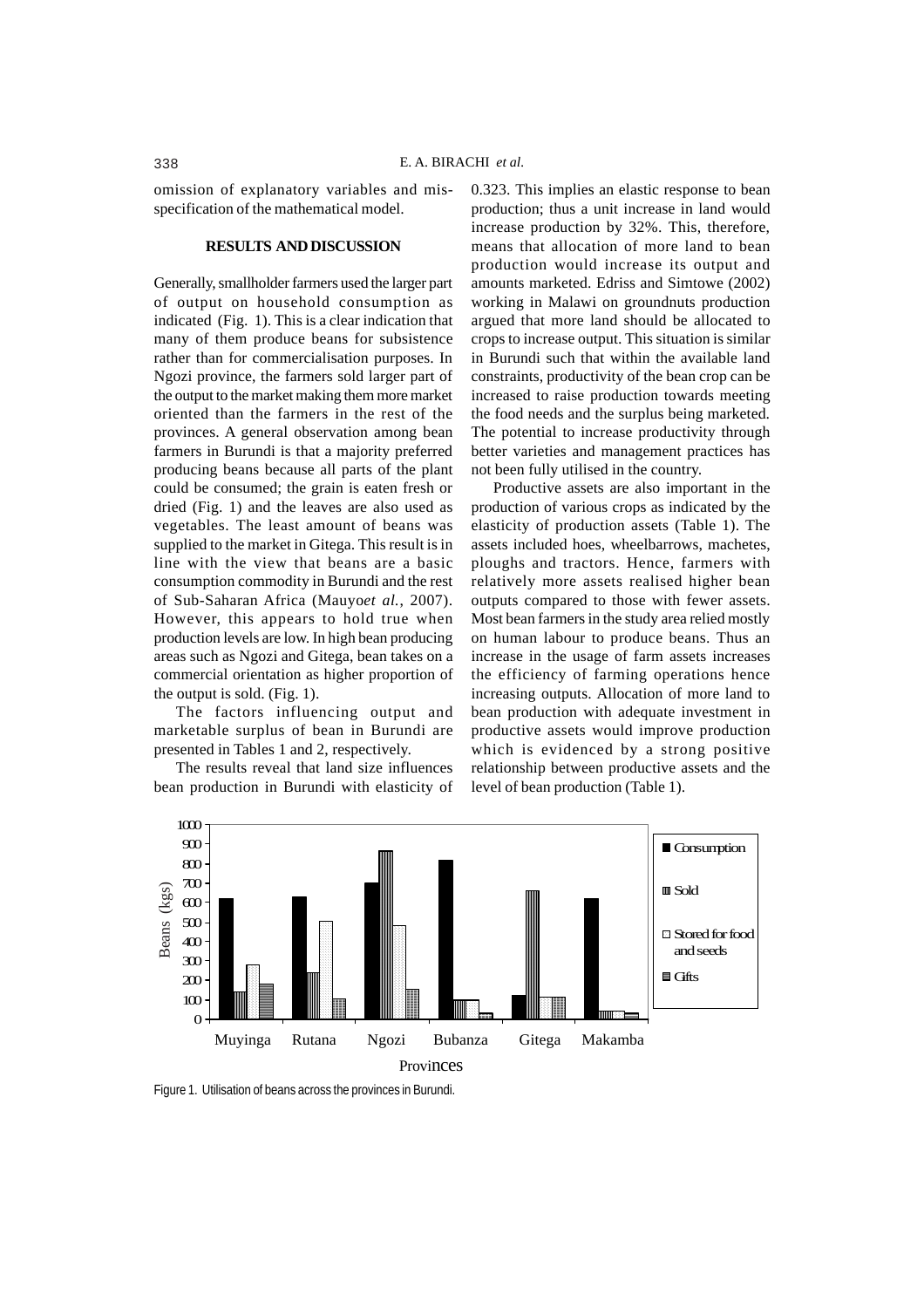omission of explanatory variables and mis-specification of the mathematical model.

## RESULTS AND DISCUSSION

Generally, smallholder farmers used the larger part of output on household consumption as indicated (Fig. 1). This is a clear indication that many of them produce beans for subsistence rather than for commercialisation purposes. In Ngozi province, the farmers sold larger part of the output to the market making them more market oriented than the farmers in the rest of the provinces. A general observation among bean farmers in Burundi is that a majority preferred producing beans because all parts of the plant could be consumed; the grain is eaten fresh or dried (Fig. 1) and the leaves are also used as vegetables. The least amount of beans was supplied to the market in Gitega. This result is in line with the view that beans are a basic consumption commodity in Burundi and the rest of Sub-Saharan Africa (Mauyo*et al.*, 2007). However, this appears to hold true when production levels are low. In high bean producing areas such as Ngozi and Gitega, bean takes on a commercial orientation as higher proportion of the output is sold. (Fig. 1).

The factors influencing output and marketable surplus of bean in Burundi are presented in Tables 1 and 2, respectively.

The results reveal that land size influences bean production in Burundi with elasticity of 0.323. This implies an elastic response to bean production; thus a unit increase in land would increase production by 32%. This, therefore, means that allocation of more land to bean production would increase its output and amounts marketed. Edriss and Simtowe (2002) working in Malawi on groundnuts production argued that more land should be allocated to crops to increase output. This situation is similar in Burundi such that within the available land constraints, productivity of the bean crop can be increased to raise production towards meeting the food needs and the surplus being marketed. The potential to increase productivity through better varieties and management practices has not been fully utilised in the country.

Productive assets are also important in the production of various crops as indicated by the elasticity of production assets (Table 1). The assets included hoes, wheelbarrows, machetes, ploughs and tractors. Hence, farmers with relatively more assets realised higher bean outputs compared to those with fewer assets. Most bean farmers in the study area relied mostly on human labour to produce beans. Thus an increase in the usage of farm assets increases the efficiency of farming operations hence increasing outputs. Allocation of more land to bean production with adequate investment in productive assets would improve production which is evidenced by a strong positive relationship between productive assets and the level of bean production (Table 1).

Figure 1. Utilisation of beans across the provinces in Burundi.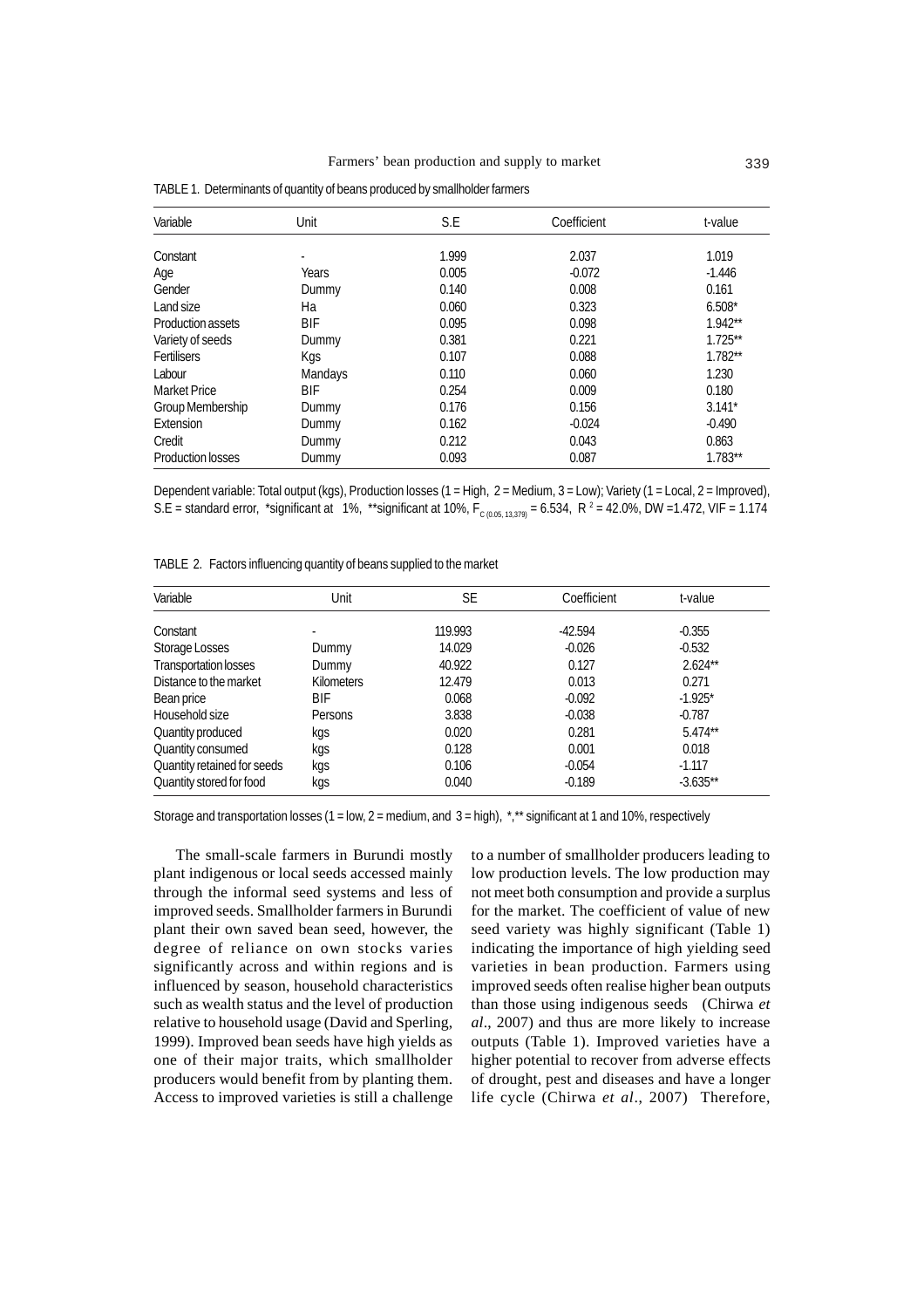TABLE 1. Determinants of quantity of beans produced by smallholder farmers

| Variable | Unit | S.E | Coefficient | t-value |
|---|---|---|---|---|
| Constant | - | 1.999 | 2.037 | 1.019 |
| Age | Years | 0.005 | -0.072 | -1.446 |
| Gender | Dummy | 0.140 | 0.008 | 0.161 |
| Land size | Ha | 0.060 | 0.323 | 6.508* |
| Production assets | BIF | 0.095 | 0.098 | 1.942** |
| Variety of seeds | Dummy | 0.381 | 0.221 | 1.725** |
| Fertilisers | Kgs | 0.107 | 0.088 | 1.782** |
| Labour | Mandays | 0.110 | 0.060 | 1.230 |
| Market Price | BIF | 0.254 | 0.009 | 0.180 |
| Group Membership | Dummy | 0.176 | 0.156 | 3.141* |
| Extension | Dummy | 0.162 | -0.024 | -0.490 |
| Credit | Dummy | 0.212 | 0.043 | 0.863 |
| Production losses | Dummy | 0.093 | 0.087 | 1.783** |

Dependent variable: Total output (kgs), Production losses (1 = High, 2 = Medium, 3 = Low); Variety (1 = Local, 2 = Improved), S.E = standard error, *significant at 1%, **significant at 10%, $F_{C\,(0.05,\,13,379)} = 6.534$, $R^2 = 42.0\%$, DW =1.472, VIF = 1.174

TABLE 2. Factors influencing quantity of beans supplied to the market

| Variable | Unit | SE | Coefficient | t-value |
|---|---|---|---|---|
| Constant | - | 119.993 | -42.594 | -0.355 |
| Storage Losses | Dummy | 14.029 | -0.026 | -0.532 |
| Transportation losses | Dummy | 40.922 | 0.127 | 2.624** |
| Distance to the market | Kilometers | 12.479 | 0.013 | 0.271 |
| Bean price | BIF | 0.068 | -0.092 | -1.925* |
| Household size | Persons | 3.838 | -0.038 | -0.787 |
| Quantity produced | kgs | 0.020 | 0.281 | 5.474** |
| Quantity consumed | kgs | 0.128 | 0.001 | 0.018 |
| Quantity retained for seeds | kgs | 0.106 | -0.054 | -1.117 |
| Quantity stored for food | kgs | 0.040 | -0.189 | -3.635** |

Storage and transportation losses (1 = low, 2 = medium, and 3 = high), *,** significant at 1 and 10%, respectively

The small-scale farmers in Burundi mostly plant indigenous or local seeds accessed mainly through the informal seed systems and less of improved seeds. Smallholder farmers in Burundi plant their own saved bean seed, however, the degree of reliance on own stocks varies significantly across and within regions and is influenced by season, household characteristics such as wealth status and the level of production relative to household usage (David and Sperling, 1999). Improved bean seeds have high yields as one of their major traits, which smallholder producers would benefit from by planting them. Access to improved varieties is still a challenge to a number of smallholder producers leading to low production levels. The low production may not meet both consumption and provide a surplus for the market. The coefficient of value of new seed variety was highly significant (Table 1) indicating the importance of high yielding seed varieties in bean production. Farmers using improved seeds often realise higher bean outputs than those using indigenous seeds (Chirwa *et al*., 2007) and thus are more likely to increase outputs (Table 1). Improved varieties have a higher potential to recover from adverse effects of drought, pest and diseases and have a longer life cycle (Chirwa *et al*., 2007) Therefore,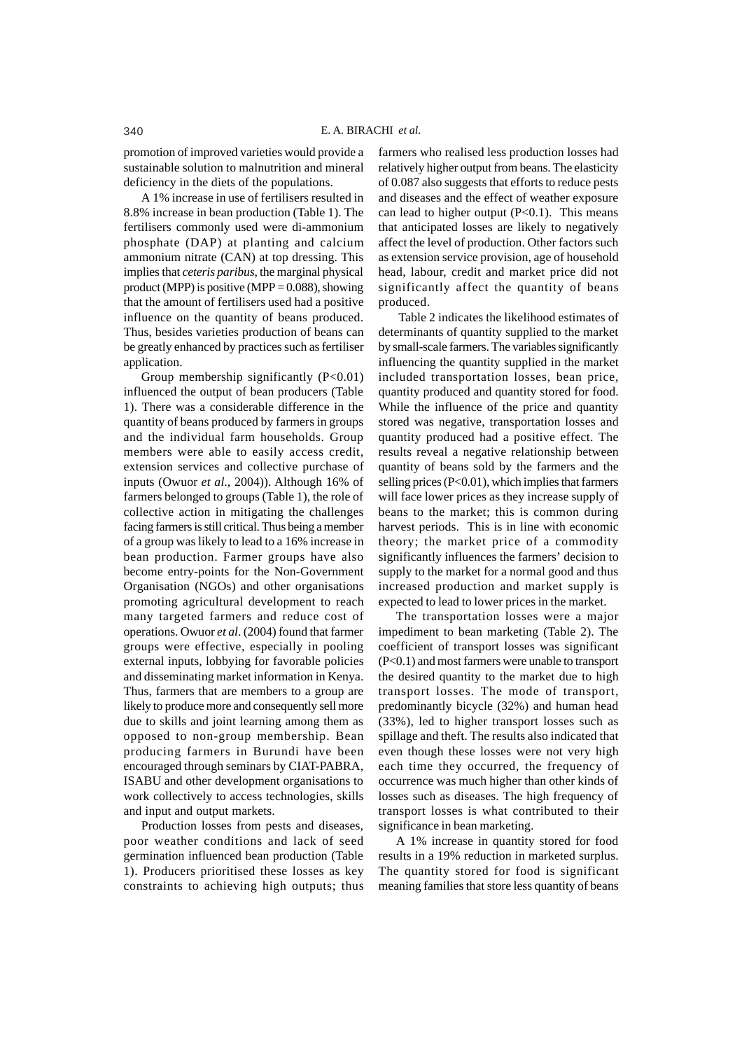promotion of improved varieties would provide a sustainable solution to malnutrition and mineral deficiency in the diets of the populations.

A 1% increase in use of fertilisers resulted in 8.8% increase in bean production (Table 1). The fertilisers commonly used were di-ammonium phosphate (DAP) at planting and calcium ammonium nitrate (CAN) at top dressing. This implies that *ceteris paribus*, the marginal physical product (MPP) is positive (MPP = 0.088), showing that the amount of fertilisers used had a positive influence on the quantity of beans produced. Thus, besides varieties production of beans can be greatly enhanced by practices such as fertiliser application.

Group membership significantly ($P<0.01$) influenced the output of bean producers (Table 1). There was a considerable difference in the quantity of beans produced by farmers in groups and the individual farm households. Group members were able to easily access credit, extension services and collective purchase of inputs (Owuor *et al*., 2004)). Although 16% of farmers belonged to groups (Table 1), the role of collective action in mitigating the challenges facing farmers is still critical. Thus being a member of a group was likely to lead to a 16% increase in bean production. Farmer groups have also become entry-points for the Non-Government Organisation (NGOs) and other organisations promoting agricultural development to reach many targeted farmers and reduce cost of operations. Owuor *et al*. (2004) found that farmer groups were effective, especially in pooling external inputs, lobbying for favorable policies and disseminating market information in Kenya. Thus, farmers that are members to a group are likely to produce more and consequently sell more due to skills and joint learning among them as opposed to non-group membership. Bean producing farmers in Burundi have been encouraged through seminars by CIAT-PABRA, ISABU and other development organisations to work collectively to access technologies, skills and input and output markets.

Production losses from pests and diseases, poor weather conditions and lack of seed germination influenced bean production (Table 1). Producers prioritised these losses as key constraints to achieving high outputs; thus farmers who realised less production losses had relatively higher output from beans. The elasticity of 0.087 also suggests that efforts to reduce pests and diseases and the effect of weather exposure can lead to higher output ($P<0.1$). This means that anticipated losses are likely to negatively affect the level of production. Other factors such as extension service provision, age of household head, labour, credit and market price did not significantly affect the quantity of beans produced.

Table 2 indicates the likelihood estimates of determinants of quantity supplied to the market by small-scale farmers. The variables significantly influencing the quantity supplied in the market included transportation losses, bean price, quantity produced and quantity stored for food. While the influence of the price and quantity stored was negative, transportation losses and quantity produced had a positive effect. The results reveal a negative relationship between quantity of beans sold by the farmers and the selling prices ($P<0.01$), which implies that farmers will face lower prices as they increase supply of beans to the market; this is common during harvest periods. This is in line with economic theory; the market price of a commodity significantly influences the farmers' decision to supply to the market for a normal good and thus increased production and market supply is expected to lead to lower prices in the market.

The transportation losses were a major impediment to bean marketing (Table 2). The coefficient of transport losses was significant ($P<0.1$) and most farmers were unable to transport the desired quantity to the market due to high transport losses. The mode of transport, predominantly bicycle (32%) and human head (33%), led to higher transport losses such as spillage and theft. The results also indicated that even though these losses were not very high each time they occurred, the frequency of occurrence was much higher than other kinds of losses such as diseases. The high frequency of transport losses is what contributed to their significance in bean marketing.

A 1% increase in quantity stored for food results in a 19% reduction in marketed surplus. The quantity stored for food is significant meaning families that store less quantity of beans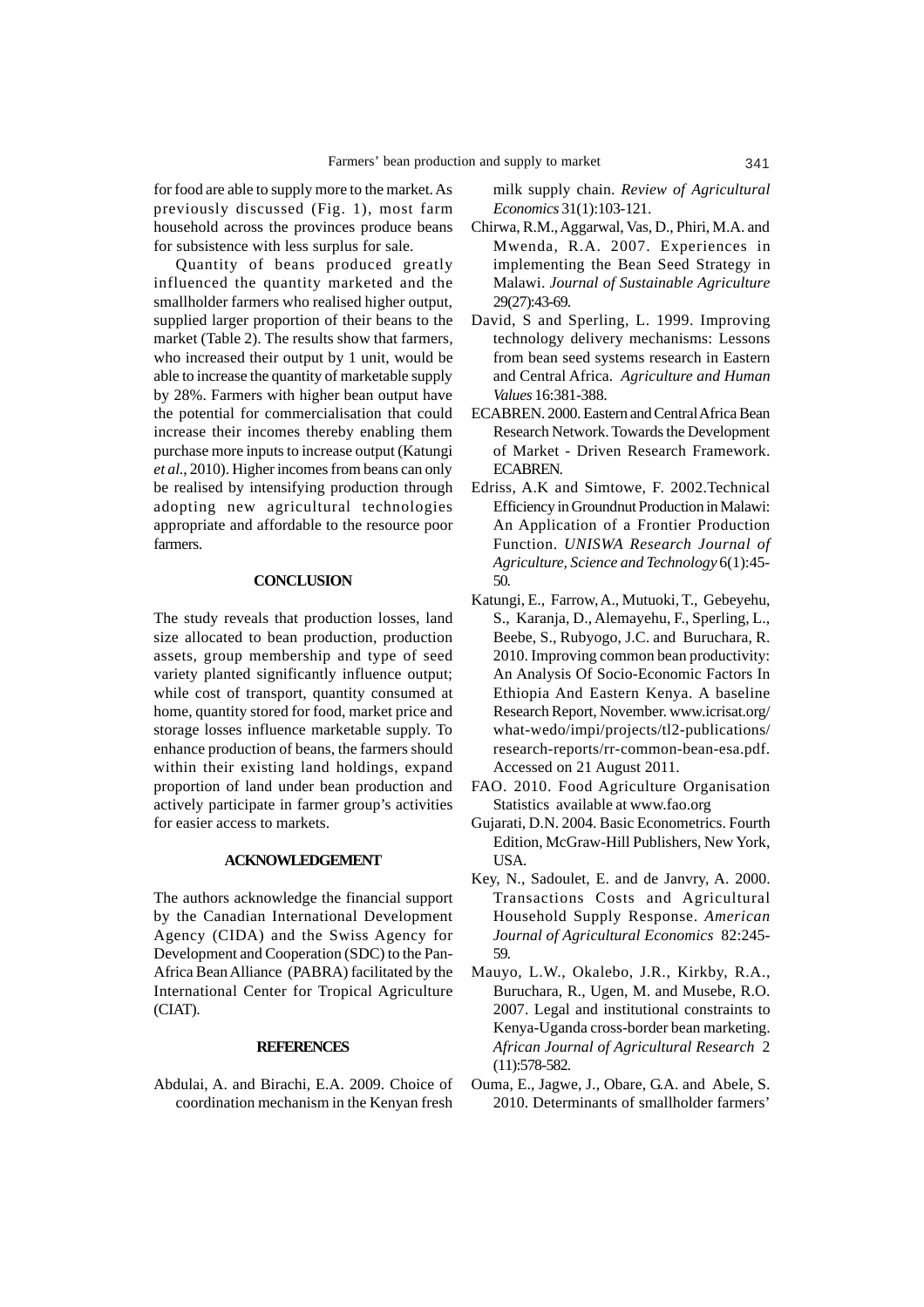for food are able to supply more to the market. As previously discussed (Fig. 1), most farm household across the provinces produce beans for subsistence with less surplus for sale.

Quantity of beans produced greatly influenced the quantity marketed and the smallholder farmers who realised higher output, supplied larger proportion of their beans to the market (Table 2). The results show that farmers, who increased their output by 1 unit, would be able to increase the quantity of marketable supply by 28%. Farmers with higher bean output have the potential for commercialisation that could increase their incomes thereby enabling them purchase more inputs to increase output (Katungi *et al.*, 2010). Higher incomes from beans can only be realised by intensifying production through adopting new agricultural technologies appropriate and affordable to the resource poor farmers.

## CONCLUSION

The study reveals that production losses, land size allocated to bean production, production assets, group membership and type of seed variety planted significantly influence output; while cost of transport, quantity consumed at home, quantity stored for food, market price and storage losses influence marketable supply. To enhance production of beans, the farmers should within their existing land holdings, expand proportion of land under bean production and actively participate in farmer group's activities for easier access to markets.

## ACKNOWLEDGEMENT

The authors acknowledge the financial support by the Canadian International Development Agency (CIDA) and the Swiss Agency for Development and Cooperation (SDC) to the Pan-Africa Bean Alliance (PABRA) facilitated by the International Center for Tropical Agriculture (CIAT).

## REFERENCES

Abdulai, A. and Birachi, E.A. 2009. Choice of coordination mechanism in the Kenyan fresh milk supply chain. *Review of Agricultural Economics* 31(1):103-121.

Chirwa, R.M., Aggarwal, Vas, D., Phiri, M.A. and Mwenda, R.A. 2007. Experiences in implementing the Bean Seed Strategy in Malawi. *Journal of Sustainable Agriculture* 29(27):43-69.

David, S and Sperling, L. 1999. Improving technology delivery mechanisms: Lessons from bean seed systems research in Eastern and Central Africa. *Agriculture and Human Values* 16:381-388.

ECABREN. 2000. Eastern and Central Africa Bean Research Network. Towards the Development of Market - Driven Research Framework. ECABREN.

Edriss, A.K and Simtowe, F. 2002.Technical Efficiency in Groundnut Production in Malawi: An Application of a Frontier Production Function. *UNISWA Research Journal of Agriculture, Science and Technology* 6(1):45-50.

Katungi, E., Farrow, A., Mutuoki, T., Gebeyehu, S., Karanja, D., Alemayehu, F., Sperling, L., Beebe, S., Rubyogo, J.C. and Buruchara, R. 2010. Improving common bean productivity: An Analysis Of Socio-Economic Factors In Ethiopia And Eastern Kenya. A baseline Research Report, November. www.icrisat.org/what-wedo/impi/projects/tl2-publications/research-reports/rr-common-bean-esa.pdf. Accessed on 21 August 2011.

FAO. 2010. Food Agriculture Organisation Statistics available at www.fao.org

Gujarati, D.N. 2004. Basic Econometrics. Fourth Edition, McGraw-Hill Publishers, New York, USA.

Key, N., Sadoulet, E. and de Janvry, A. 2000. Transactions Costs and Agricultural Household Supply Response. *American Journal of Agricultural Economics* 82:245-59.

Mauyo, L.W., Okalebo, J.R., Kirkby, R.A., Buruchara, R., Ugen, M. and Musebe, R.O. 2007. Legal and institutional constraints to Kenya-Uganda cross-border bean marketing. *African Journal of Agricultural Research* 2 (11):578-582.

Ouma, E., Jagwe, J., Obare, G.A. and Abele, S. 2010. Determinants of smallholder farmers'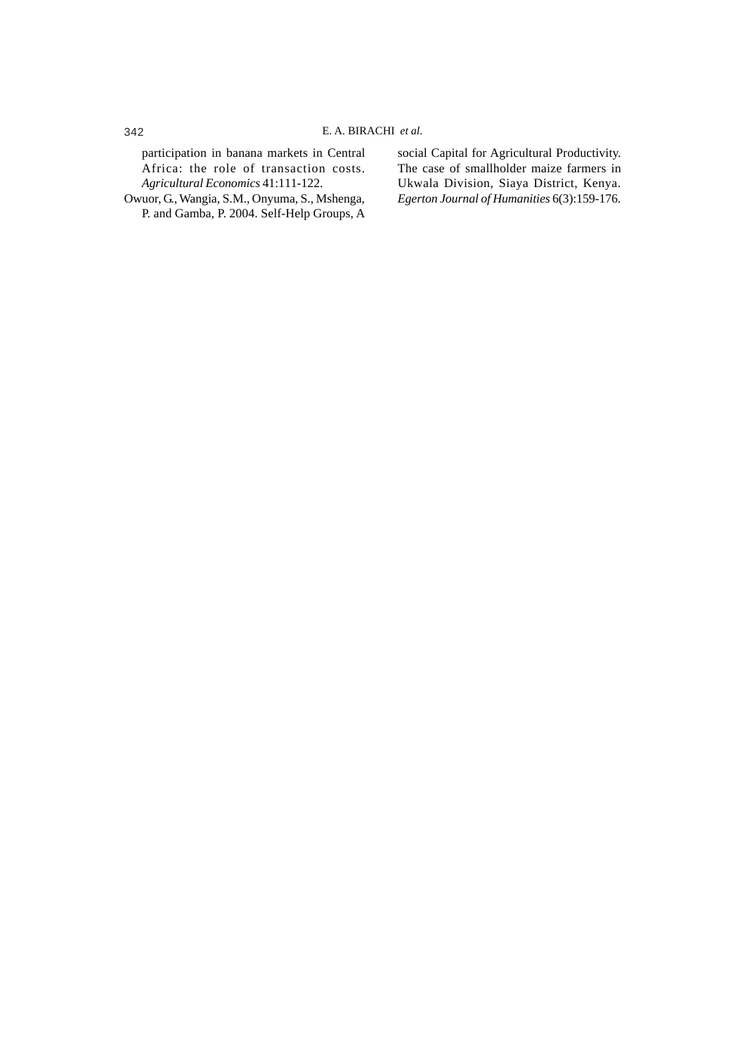participation in banana markets in Central Africa: the role of transaction costs. *Agricultural Economics* 41:111-122.

Owuor, G., Wangia, S.M., Onyuma, S., Mshenga, P. and Gamba, P. 2004. Self-Help Groups, A social Capital for Agricultural Productivity. The case of smallholder maize farmers in Ukwala Division, Siaya District, Kenya. *Egerton Journal of Humanities* 6(3):159-176.